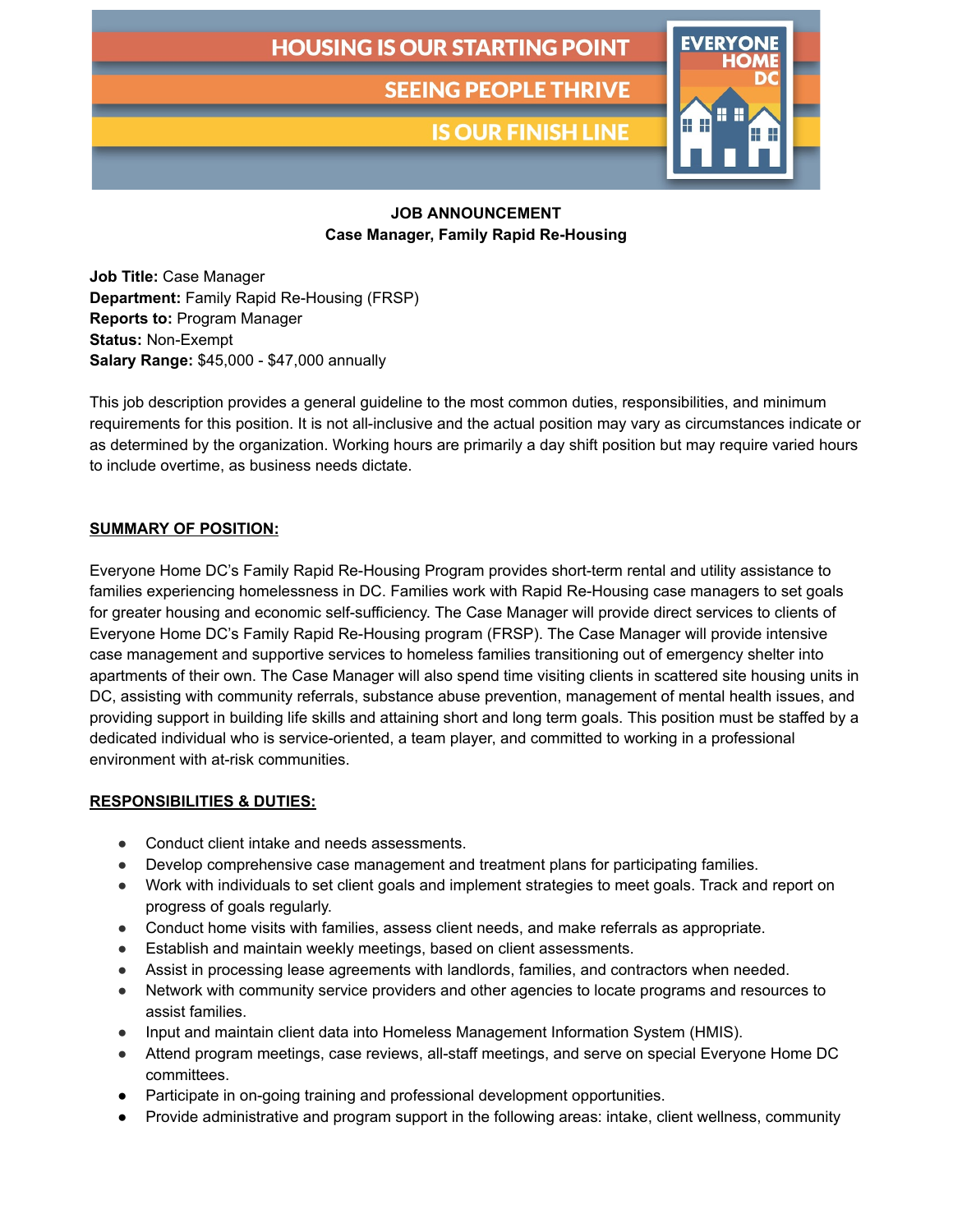HOUSING IS OUR STARTING POINT

SEEING PEOPLE THRIVE

IS OUR FINISH LINE

EVERYONE HOME DC

**JOB ANNOUNCEMENT**
**Case Manager, Family Rapid Re-Housing**

**Job Title:** Case Manager
**Department:** Family Rapid Re-Housing (FRSP)
**Reports to:** Program Manager
**Status:** Non-Exempt
**Salary Range:** $45,000 - $47,000 annually

This job description provides a general guideline to the most common duties, responsibilities, and minimum requirements for this position. It is not all-inclusive and the actual position may vary as circumstances indicate or as determined by the organization. Working hours are primarily a day shift position but may require varied hours to include overtime, as business needs dictate.

## SUMMARY OF POSITION:

Everyone Home DC's Family Rapid Re-Housing Program provides short-term rental and utility assistance to families experiencing homelessness in DC. Families work with Rapid Re-Housing case managers to set goals for greater housing and economic self-sufficiency. The Case Manager will provide direct services to clients of Everyone Home DC's Family Rapid Re-Housing program (FRSP). The Case Manager will provide intensive case management and supportive services to homeless families transitioning out of emergency shelter into apartments of their own. The Case Manager will also spend time visiting clients in scattered site housing units in DC, assisting with community referrals, substance abuse prevention, management of mental health issues, and providing support in building life skills and attaining short and long term goals. This position must be staffed by a dedicated individual who is service-oriented, a team player, and committed to working in a professional environment with at-risk communities.

## RESPONSIBILITIES & DUTIES:

- Conduct client intake and needs assessments.
- Develop comprehensive case management and treatment plans for participating families.
- Work with individuals to set client goals and implement strategies to meet goals. Track and report on progress of goals regularly.
- Conduct home visits with families, assess client needs, and make referrals as appropriate.
- Establish and maintain weekly meetings, based on client assessments.
- Assist in processing lease agreements with landlords, families, and contractors when needed.
- Network with community service providers and other agencies to locate programs and resources to assist families.
- Input and maintain client data into Homeless Management Information System (HMIS).
- Attend program meetings, case reviews, all-staff meetings, and serve on special Everyone Home DC committees.
- Participate in on-going training and professional development opportunities.
- Provide administrative and program support in the following areas: intake, client wellness, community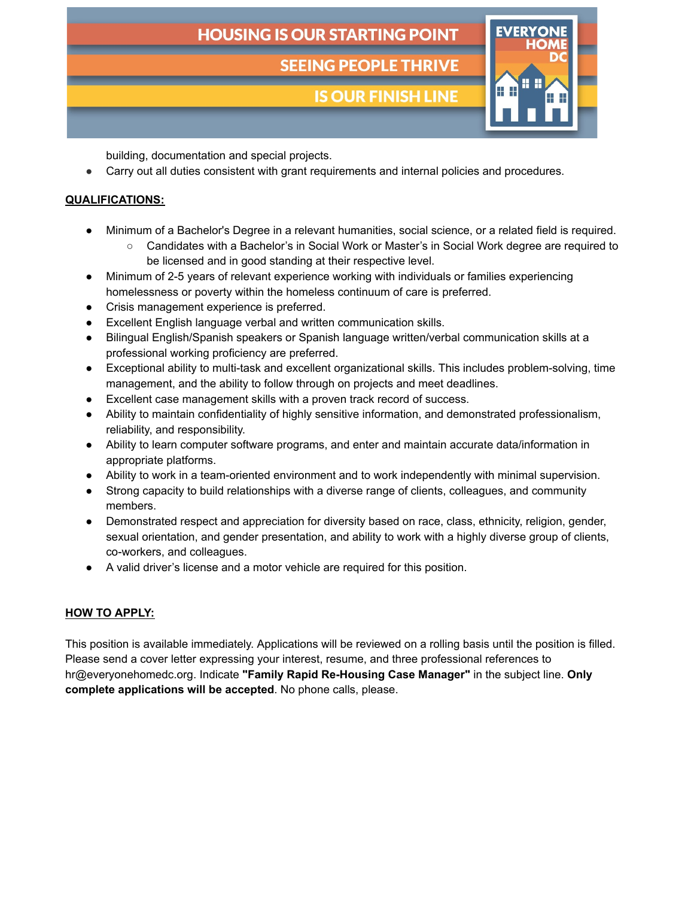building, documentation and special projects.

- Carry out all duties consistent with grant requirements and internal policies and procedures.

**QUALIFICATIONS:**

- Minimum of a Bachelor's Degree in a relevant humanities, social science, or a related field is required.
  - Candidates with a Bachelor's in Social Work or Master's in Social Work degree are required to be licensed and in good standing at their respective level.
- Minimum of 2-5 years of relevant experience working with individuals or families experiencing homelessness or poverty within the homeless continuum of care is preferred.
- Crisis management experience is preferred.
- Excellent English language verbal and written communication skills.
- Bilingual English/Spanish speakers or Spanish language written/verbal communication skills at a professional working proficiency are preferred.
- Exceptional ability to multi-task and excellent organizational skills. This includes problem-solving, time management, and the ability to follow through on projects and meet deadlines.
- Excellent case management skills with a proven track record of success.
- Ability to maintain confidentiality of highly sensitive information, and demonstrated professionalism, reliability, and responsibility.
- Ability to learn computer software programs, and enter and maintain accurate data/information in appropriate platforms.
- Ability to work in a team-oriented environment and to work independently with minimal supervision.
- Strong capacity to build relationships with a diverse range of clients, colleagues, and community members.
- Demonstrated respect and appreciation for diversity based on race, class, ethnicity, religion, gender, sexual orientation, and gender presentation, and ability to work with a highly diverse group of clients, co-workers, and colleagues.
- A valid driver's license and a motor vehicle are required for this position.

**HOW TO APPLY:**

This position is available immediately. Applications will be reviewed on a rolling basis until the position is filled. Please send a cover letter expressing your interest, resume, and three professional references to hr@everyonehomedc.org. Indicate **"Family Rapid Re-Housing Case Manager"** in the subject line. **Only complete applications will be accepted**. No phone calls, please.